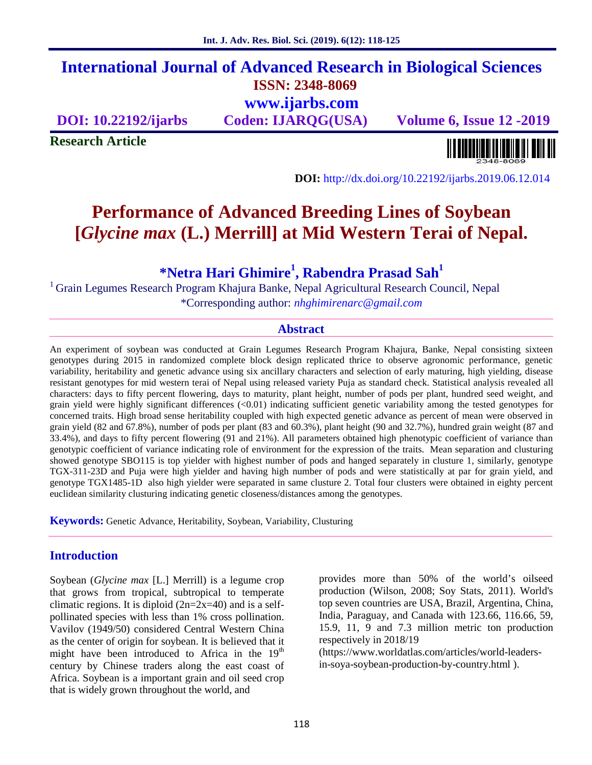# International Journal of Advanced Research in Biological Sciences

**ISSN: 2348-8069**

**www.ijarbs.com**

**DOI: 10.22192/ijarbs** **Coden: IJARQG(USA)** **Volume 6, Issue 12 -2019**

**Research Article**

**DOI:** http://dx.doi.org/10.22192/ijarbs.2019.06.12.014

# Performance of Advanced Breeding Lines of Soybean [*Glycine max* (L.) Merrill] at Mid Western Terai of Nepal.

**\*Netra Hari Ghimire[1], Rabendra Prasad Sah[1]**

[1] Grain Legumes Research Program Khajura Banke, Nepal Agricultural Research Council, Nepal

\*Corresponding author: *nhghimirenarc@gmail.com*

## Abstract

An experiment of soybean was conducted at Grain Legumes Research Program Khajura, Banke, Nepal consisting sixteen genotypes during 2015 in randomized complete block design replicated thrice to observe agronomic performance, genetic variability, heritability and genetic advance using six ancillary characters and selection of early maturing, high yielding, disease resistant genotypes for mid western terai of Nepal using released variety Puja as standard check. Statistical analysis revealed all characters: days to fifty percent flowering, days to maturity, plant height, number of pods per plant, hundred seed weight, and grain yield were highly significant differences (<0.01) indicating sufficient genetic variability among the tested genotypes for concerned traits. High broad sense heritability coupled with high expected genetic advance as percent of mean were observed in grain yield (82 and 67.8%), number of pods per plant (83 and 60.3%), plant height (90 and 32.7%), hundred grain weight (87 and 33.4%), and days to fifty percent flowering (91 and 21%). All parameters obtained high phenotypic coefficient of variance than genotypic coefficient of variance indicating role of environment for the expression of the traits. Mean separation and clusturing showed genotype SBO115 is top yielder with highest number of pods and hanged separately in clusture 1, similarly, genotype TGX-311-23D and Puja were high yielder and having high number of pods and were statistically at par for grain yield, and genotype TGX1485-1D also high yielder were separated in same clusture 2. Total four clusters were obtained in eighty percent euclidean similarity clusturing indicating genetic closeness/distances among the genotypes.

**Keywords:** Genetic Advance, Heritability, Soybean, Variability, Clusturing

## Introduction

Soybean (*Glycine max* [L.] Merrill) is a legume crop that grows from tropical, subtropical to temperate climatic regions. It is diploid (2n=2x=40) and is a self-pollinated species with less than 1% cross pollination. Vavilov (1949/50) considered Central Western China as the center of origin for soybean. It is believed that it might have been introduced to Africa in the 19th century by Chinese traders along the east coast of Africa. Soybean is a important grain and oil seed crop that is widely grown throughout the world, and provides more than 50% of the world's oilseed production (Wilson, 2008; Soy Stats, 2011). World's top seven countries are USA, Brazil, Argentina, China, India, Paraguay, and Canada with 123.66, 116.66, 59, 15.9, 11, 9 and 7.3 million metric ton production respectively in 2018/19 (https://www.worldatlas.com/articles/world-leaders-in-soya-soybean-production-by-country.html ).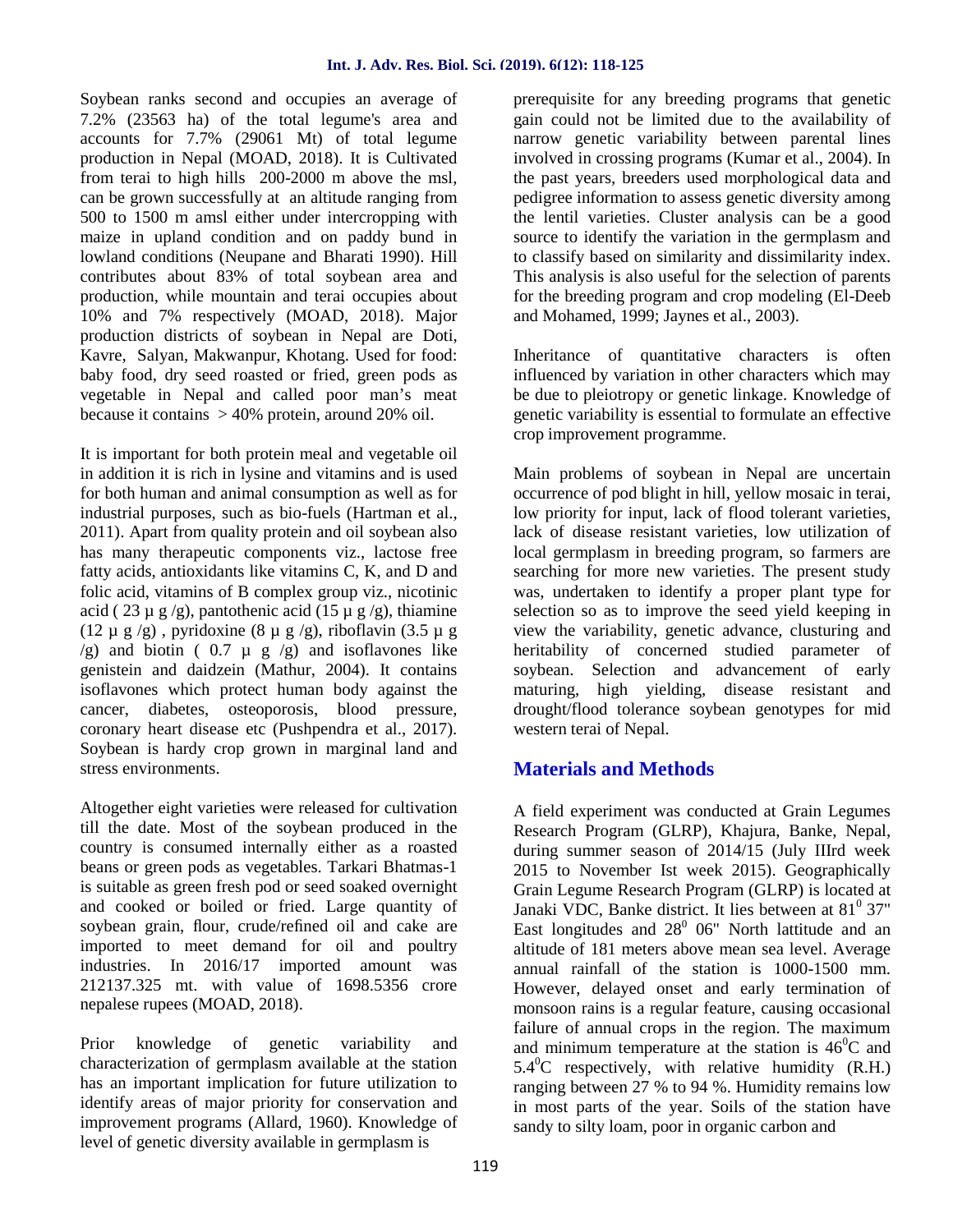Soybean ranks second and occupies an average of 7.2% (23563 ha) of the total legume's area and accounts for 7.7% (29061 Mt) of total legume production in Nepal (MOAD, 2018). It is Cultivated from terai to high hills 200-2000 m above the msl, can be grown successfully at an altitude ranging from 500 to 1500 m amsl either under intercropping with maize in upland condition and on paddy bund in lowland conditions (Neupane and Bharati 1990). Hill contributes about 83% of total soybean area and production, while mountain and terai occupies about 10% and 7% respectively (MOAD, 2018). Major production districts of soybean in Nepal are Doti, Kavre, Salyan, Makwanpur, Khotang. Used for food: baby food, dry seed roasted or fried, green pods as vegetable in Nepal and called poor man's meat because it contains > 40% protein, around 20% oil.

It is important for both protein meal and vegetable oil in addition it is rich in lysine and vitamins and is used for both human and animal consumption as well as for industrial purposes, such as bio-fuels (Hartman et al., 2011). Apart from quality protein and oil soybean also has many therapeutic components viz., lactose free fatty acids, antioxidants like vitamins C, K, and D and folic acid, vitamins of B complex group viz., nicotinic acid ( 23 µ g /g), pantothenic acid (15 µ g /g), thiamine (12 µ g /g) , pyridoxine (8 µ g /g), riboflavin (3.5 µ g /g) and biotin ( 0.7 µ g /g) and isoflavones like genistein and daidzein (Mathur, 2004). It contains isoflavones which protect human body against the cancer, diabetes, osteoporosis, blood pressure, coronary heart disease etc (Pushpendra et al., 2017). Soybean is hardy crop grown in marginal land and stress environments.

Altogether eight varieties were released for cultivation till the date. Most of the soybean produced in the country is consumed internally either as a roasted beans or green pods as vegetables. Tarkari Bhatmas-1 is suitable as green fresh pod or seed soaked overnight and cooked or boiled or fried. Large quantity of soybean grain, flour, crude/refined oil and cake are imported to meet demand for oil and poultry industries. In 2016/17 imported amount was 212137.325 mt. with value of 1698.5356 crore nepalese rupees (MOAD, 2018).

Prior knowledge of genetic variability and characterization of germplasm available at the station has an important implication for future utilization to identify areas of major priority for conservation and improvement programs (Allard, 1960). Knowledge of level of genetic diversity available in germplasm is prerequisite for any breeding programs that genetic gain could not be limited due to the availability of narrow genetic variability between parental lines involved in crossing programs (Kumar et al., 2004). In the past years, breeders used morphological data and pedigree information to assess genetic diversity among the lentil varieties. Cluster analysis can be a good source to identify the variation in the germplasm and to classify based on similarity and dissimilarity index. This analysis is also useful for the selection of parents for the breeding program and crop modeling (El-Deeb and Mohamed, 1999; Jaynes et al., 2003).

Inheritance of quantitative characters is often influenced by variation in other characters which may be due to pleiotropy or genetic linkage. Knowledge of genetic variability is essential to formulate an effective crop improvement programme.

Main problems of soybean in Nepal are uncertain occurrence of pod blight in hill, yellow mosaic in terai, low priority for input, lack of flood tolerant varieties, lack of disease resistant varieties, low utilization of local germplasm in breeding program, so farmers are searching for more new varieties. The present study was, undertaken to identify a proper plant type for selection so as to improve the seed yield keeping in view the variability, genetic advance, clusturing and heritability of concerned studied parameter of soybean. Selection and advancement of early maturing, high yielding, disease resistant and drought/flood tolerance soybean genotypes for mid western terai of Nepal.

## Materials and Methods

A field experiment was conducted at Grain Legumes Research Program (GLRP), Khajura, Banke, Nepal, during summer season of 2014/15 (July IIIrd week 2015 to November Ist week 2015). Geographically Grain Legume Research Program (GLRP) is located at Janaki VDC, Banke district. It lies between at $81^0$ 37" East longitudes and $28^0$ 06" North lattitude and an altitude of 181 meters above mean sea level. Average annual rainfall of the station is 1000-1500 mm. However, delayed onset and early termination of monsoon rains is a regular feature, causing occasional failure of annual crops in the region. The maximum and minimum temperature at the station is $46^0$C and $5.4^0$C respectively, with relative humidity (R.H.) ranging between 27 % to 94 %. Humidity remains low in most parts of the year. Soils of the station have sandy to silty loam, poor in organic carbon and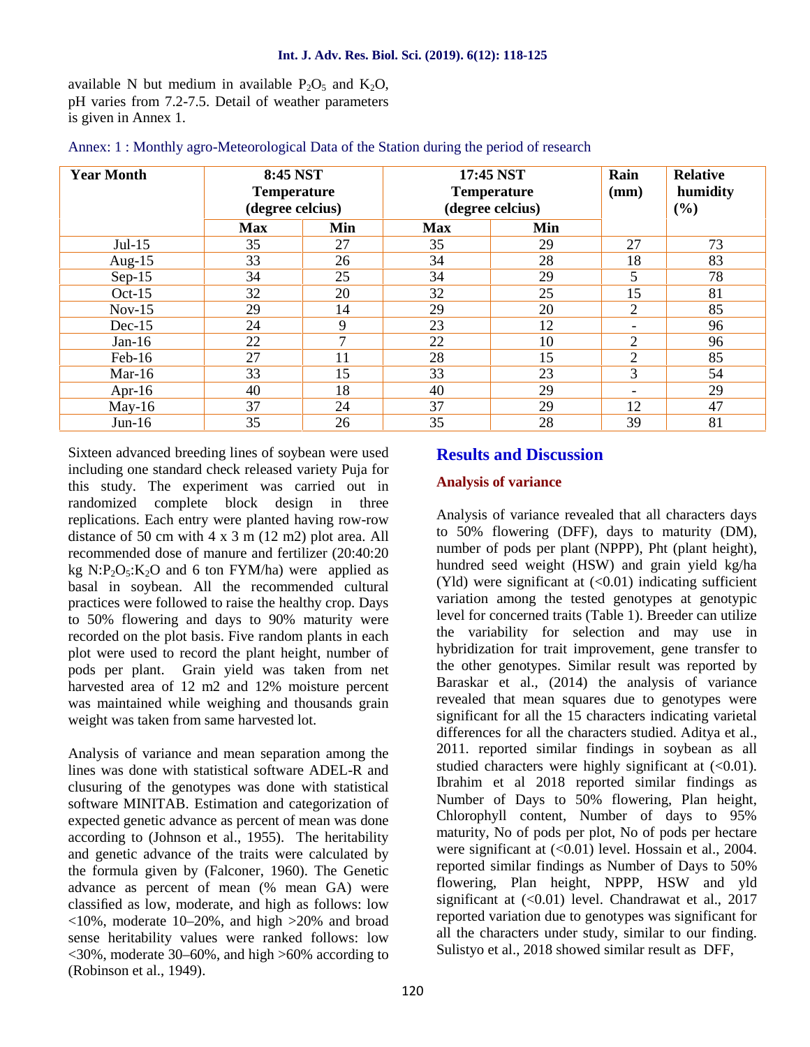available N but medium in available $P_2O_5$ and $K_2O$, pH varies from 7.2-7.5. Detail of weather parameters is given in Annex 1.

Annex: 1 : Monthly agro-Meteorological Data of the Station during the period of research

| Year Month | 8:45 NST Temperature (degree celcius) | | 17:45 NST Temperature (degree celcius) | | Rain (mm) | Relative humidity (%) |
|---|---|---|---|---|---|---|
| | Max | Min | Max | Min | | |
| Jul-15 | 35 | 27 | 35 | 29 | 27 | 73 |
| Aug-15 | 33 | 26 | 34 | 28 | 18 | 83 |
| Sep-15 | 34 | 25 | 34 | 29 | 5 | 78 |
| Oct-15 | 32 | 20 | 32 | 25 | 15 | 81 |
| Nov-15 | 29 | 14 | 29 | 20 | 2 | 85 |
| Dec-15 | 24 | 9 | 23 | 12 | - | 96 |
| Jan-16 | 22 | 7 | 22 | 10 | 2 | 96 |
| Feb-16 | 27 | 11 | 28 | 15 | 2 | 85 |
| Mar-16 | 33 | 15 | 33 | 23 | 3 | 54 |
| Apr-16 | 40 | 18 | 40 | 29 | - | 29 |
| May-16 | 37 | 24 | 37 | 29 | 12 | 47 |
| Jun-16 | 35 | 26 | 35 | 28 | 39 | 81 |

Sixteen advanced breeding lines of soybean were used including one standard check released variety Puja for this study. The experiment was carried out in randomized complete block design in three replications. Each entry were planted having row-row distance of 50 cm with 4 x 3 m (12 m2) plot area. All recommended dose of manure and fertilizer (20:40:20 kg $N:P_2O_5:K_2O$ and 6 ton FYM/ha) were applied as basal in soybean. All the recommended cultural practices were followed to raise the healthy crop. Days to 50% flowering and days to 90% maturity were recorded on the plot basis. Five random plants in each plot were used to record the plant height, number of pods per plant. Grain yield was taken from net harvested area of 12 m2 and 12% moisture percent was maintained while weighing and thousands grain weight was taken from same harvested lot.

Analysis of variance and mean separation among the lines was done with statistical software ADEL-R and clusuring of the genotypes was done with statistical software MINITAB. Estimation and categorization of expected genetic advance as percent of mean was done according to (Johnson et al., 1955). The heritability and genetic advance of the traits were calculated by the formula given by (Falconer, 1960). The Genetic advance as percent of mean (% mean GA) were classified as low, moderate, and high as follows: low <10%, moderate 10–20%, and high >20% and broad sense heritability values were ranked follows: low <30%, moderate 30–60%, and high >60% according to (Robinson et al., 1949).

## Results and Discussion

### Analysis of variance

Analysis of variance revealed that all characters days to 50% flowering (DFF), days to maturity (DM), number of pods per plant (NPPP), Pht (plant height), hundred seed weight (HSW) and grain yield kg/ha (Yld) were significant at (<0.01) indicating sufficient variation among the tested genotypes at genotypic level for concerned traits (Table 1). Breeder can utilize the variability for selection and may use in hybridization for trait improvement, gene transfer to the other genotypes. Similar result was reported by Baraskar et al., (2014) the analysis of variance revealed that mean squares due to genotypes were significant for all the 15 characters indicating varietal differences for all the characters studied. Aditya et al., 2011. reported similar findings in soybean as all studied characters were highly significant at (<0.01). Ibrahim et al 2018 reported similar findings as Number of Days to 50% flowering, Plan height, Chlorophyll content, Number of days to 95% maturity, No of pods per plot, No of pods per hectare were significant at (<0.01) level. Hossain et al., 2004. reported similar findings as Number of Days to 50% flowering, Plan height, NPPP, HSW and yld significant at (<0.01) level. Chandrawat et al., 2017 reported variation due to genotypes was significant for all the characters under study, similar to our finding. Sulistyo et al., 2018 showed similar result as DFF,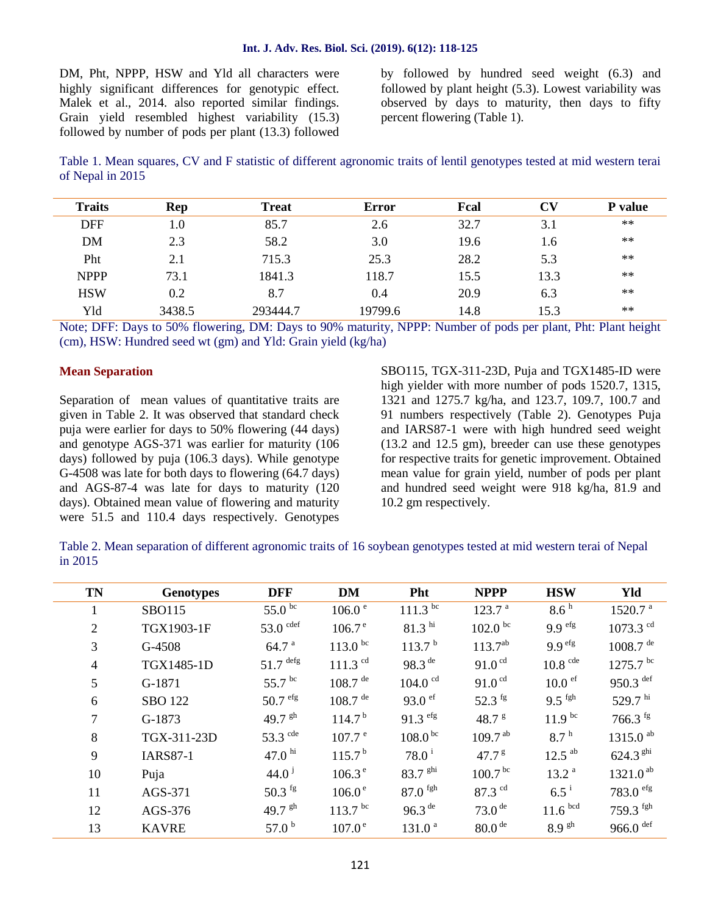DM, Pht, NPPP, HSW and Yld all characters were highly significant differences for genotypic effect. Malek et al., 2014. also reported similar findings. Grain yield resembled highest variability (15.3) followed by number of pods per plant (13.3) followed by followed by hundred seed weight (6.3) and followed by plant height (5.3). Lowest variability was observed by days to maturity, then days to fifty percent flowering (Table 1).

Table 1. Mean squares, CV and F statistic of different agronomic traits of lentil genotypes tested at mid western terai of Nepal in 2015

| Traits | Rep | Treat | Error | Fcal | CV | P value |
|---|---|---|---|---|---|---|
| DFF | 1.0 | 85.7 | 2.6 | 32.7 | 3.1 | ** |
| DM | 2.3 | 58.2 | 3.0 | 19.6 | 1.6 | ** |
| Pht | 2.1 | 715.3 | 25.3 | 28.2 | 5.3 | ** |
| NPPP | 73.1 | 1841.3 | 118.7 | 15.5 | 13.3 | ** |
| HSW | 0.2 | 8.7 | 0.4 | 20.9 | 6.3 | ** |
| Yld | 3438.5 | 293444.7 | 19799.6 | 14.8 | 15.3 | ** |

Note; DFF: Days to 50% flowering, DM: Days to 90% maturity, NPPP: Number of pods per plant, Pht: Plant height (cm), HSW: Hundred seed wt (gm) and Yld: Grain yield (kg/ha)

## Mean Separation

Separation of mean values of quantitative traits are given in Table 2. It was observed that standard check puja were earlier for days to 50% flowering (44 days) and genotype AGS-371 was earlier for maturity (106 days) followed by puja (106.3 days). While genotype G-4508 was late for both days to flowering (64.7 days) and AGS-87-4 was late for days to maturity (120 days). Obtained mean value of flowering and maturity were 51.5 and 110.4 days respectively. Genotypes SBO115, TGX-311-23D, Puja and TGX1485-ID were high yielder with more number of pods 1520.7, 1315, 1321 and 1275.7 kg/ha, and 123.7, 109.7, 100.7 and 91 numbers respectively (Table 2). Genotypes Puja and IARS87-1 were with high hundred seed weight (13.2 and 12.5 gm), breeder can use these genotypes for respective traits for genetic improvement. Obtained mean value for grain yield, number of pods per plant and hundred seed weight were 918 kg/ha, 81.9 and 10.2 gm respectively.

Table 2. Mean separation of different agronomic traits of 16 soybean genotypes tested at mid western terai of Nepal in 2015

| TN | Genotypes | DFF | DM | Pht | NPPP | HSW | Yld |
|---|---|---|---|---|---|---|---|
| 1 | SBO115 | 55.0 bc | 106.0 e | 111.3 bc | 123.7 a | 8.6 h | 1520.7 a |
| 2 | TGX1903-1F | 53.0 cdef | 106.7 e | 81.3 hi | 102.0 bc | 9.9 efg | 1073.3 cd |
| 3 | G-4508 | 64.7 a | 113.0 bc | 113.7 b | 113.7ab | 9.9 efg | 1008.7 de |
| 4 | TGX1485-1D | 51.7 defg | 111.3 cd | 98.3 de | 91.0 cd | 10.8 cde | 1275.7 bc |
| 5 | G-1871 | 55.7 bc | 108.7 de | 104.0 cd | 91.0 cd | 10.0 ef | 950.3 def |
| 6 | SBO 122 | 50.7 efg | 108.7 de | 93.0 ef | 52.3 fg | 9.5 fgh | 529.7 hi |
| 7 | G-1873 | 49.7 gh | 114.7 b | 91.3 efg | 48.7 g | 11.9 bc | 766.3 fg |
| 8 | TGX-311-23D | 53.3 cde | 107.7 e | 108.0 bc | 109.7 ab | 8.7 h | 1315.0 ab |
| 9 | IARS87-1 | 47.0 hi | 115.7 b | 78.0 i | 47.7 g | 12.5 ab | 624.3 ghi |
| 10 | Puja | 44.0 j | 106.3 e | 83.7 ghi | 100.7 bc | 13.2 a | 1321.0 ab |
| 11 | AGS-371 | 50.3 fg | 106.0 e | 87.0 fgh | 87.3 cd | 6.5 i | 783.0 efg |
| 12 | AGS-376 | 49.7 gh | 113.7 bc | 96.3 de | 73.0 de | 11.6 bcd | 759.3 fgh |
| 13 | KAVRE | 57.0 b | 107.0 e | 131.0 a | 80.0 de | 8.9 gh | 966.0 def |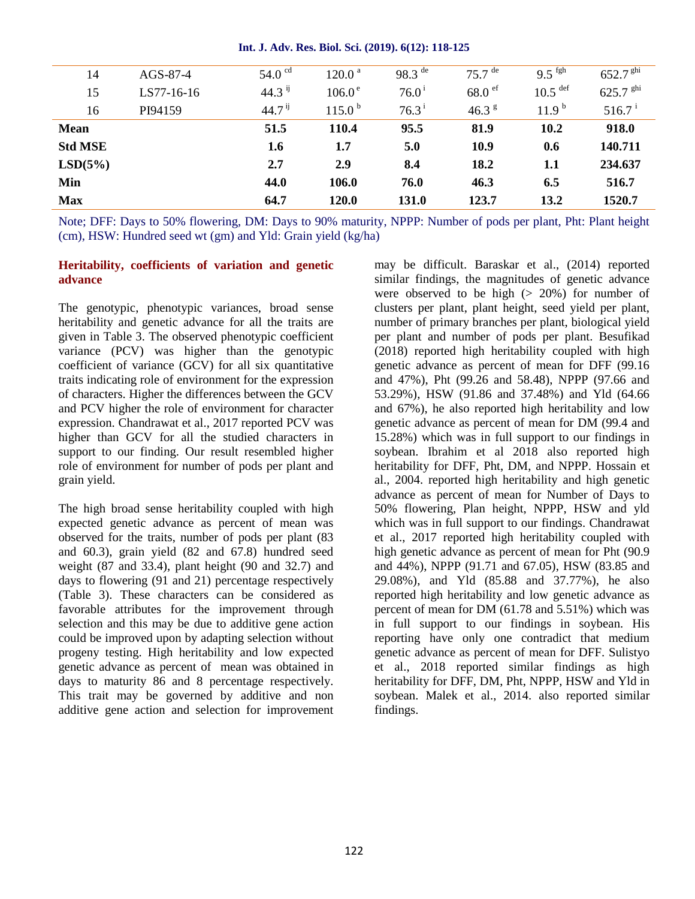| | | | | | | | |
|---|---|---|---|---|---|---|---|
| 14 | AGS-87-4 | 54.0 [cd] | 120.0 [a] | 98.3 [de] | 75.7 [de] | 9.5 [fgh] | 652.7 [ghi] |
| 15 | LS77-16-16 | 44.3 [ij] | 106.0 [e] | 76.0 [i] | 68.0 [ef] | 10.5 [def] | 625.7 [ghi] |
| 16 | PI94159 | 44.7 [ij] | 115.0 [b] | 76.3 [i] | 46.3 [g] | 11.9 [b] | 516.7 [i] |
| **Mean** | | **51.5** | **110.4** | **95.5** | **81.9** | **10.2** | **918.0** |
| **Std MSE** | | **1.6** | **1.7** | **5.0** | **10.9** | **0.6** | **140.711** |
| **LSD(5%)** | | **2.7** | **2.9** | **8.4** | **18.2** | **1.1** | **234.637** |
| **Min** | | **44.0** | **106.0** | **76.0** | **46.3** | **6.5** | **516.7** |
| **Max** | | **64.7** | **120.0** | **131.0** | **123.7** | **13.2** | **1520.7** |

Note; DFF: Days to 50% flowering, DM: Days to 90% maturity, NPPP: Number of pods per plant, Pht: Plant height (cm), HSW: Hundred seed wt (gm) and Yld: Grain yield (kg/ha)

### Heritability, coefficients of variation and genetic advance

The genotypic, phenotypic variances, broad sense heritability and genetic advance for all the traits are given in Table 3. The observed phenotypic coefficient variance (PCV) was higher than the genotypic coefficient of variance (GCV) for all six quantitative traits indicating role of environment for the expression of characters. Higher the differences between the GCV and PCV higher the role of environment for character expression. Chandrawat et al., 2017 reported PCV was higher than GCV for all the studied characters in support to our finding. Our result resembled higher role of environment for number of pods per plant and grain yield.

The high broad sense heritability coupled with high expected genetic advance as percent of mean was observed for the traits, number of pods per plant (83 and 60.3), grain yield (82 and 67.8) hundred seed weight (87 and 33.4), plant height (90 and 32.7) and days to flowering (91 and 21) percentage respectively (Table 3). These characters can be considered as favorable attributes for the improvement through selection and this may be due to additive gene action could be improved upon by adapting selection without progeny testing. High heritability and low expected genetic advance as percent of mean was obtained in days to maturity 86 and 8 percentage respectively. This trait may be governed by additive and non additive gene action and selection for improvement may be difficult. Baraskar et al., (2014) reported similar findings, the magnitudes of genetic advance were observed to be high (> 20%) for number of clusters per plant, plant height, seed yield per plant, number of primary branches per plant, biological yield per plant and number of pods per plant. Besufikad (2018) reported high heritability coupled with high genetic advance as percent of mean for DFF (99.16 and 47%), Pht (99.26 and 58.48), NPPP (97.66 and 53.29%), HSW (91.86 and 37.48%) and Yld (64.66 and 67%), he also reported high heritability and low genetic advance as percent of mean for DM (99.4 and 15.28%) which was in full support to our findings in soybean. Ibrahim et al 2018 also reported high heritability for DFF, Pht, DM, and NPPP. Hossain et al., 2004. reported high heritability and high genetic advance as percent of mean for Number of Days to 50% flowering, Plan height, NPPP, HSW and yld which was in full support to our findings. Chandrawat et al., 2017 reported high heritability coupled with high genetic advance as percent of mean for Pht (90.9 and 44%), NPPP (91.71 and 67.05), HSW (83.85 and 29.08%), and Yld (85.88 and 37.77%), he also reported high heritability and low genetic advance as percent of mean for DM (61.78 and 5.51%) which was in full support to our findings in soybean. His reporting have only one contradict that medium genetic advance as percent of mean for DFF. Sulistyo et al., 2018 reported similar findings as high heritability for DFF, DM, Pht, NPPP, HSW and Yld in soybean. Malek et al., 2014. also reported similar findings.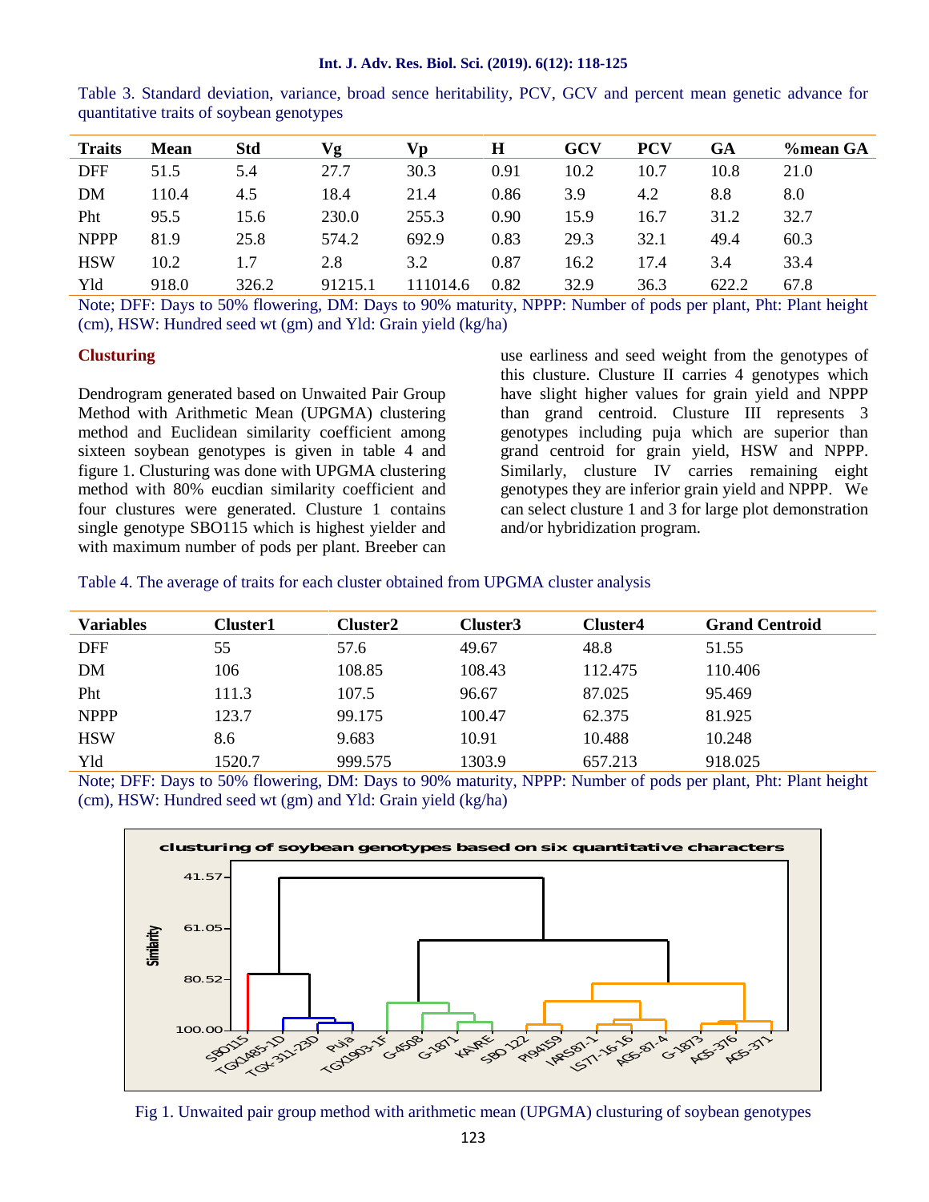Table 3. Standard deviation, variance, broad sence heritability, PCV, GCV and percent mean genetic advance for quantitative traits of soybean genotypes

| Traits | Mean | Std | Vg | Vp | H | GCV | PCV | GA | %mean GA |
|---|---|---|---|---|---|---|---|---|---|
| DFF | 51.5 | 5.4 | 27.7 | 30.3 | 0.91 | 10.2 | 10.7 | 10.8 | 21.0 |
| DM | 110.4 | 4.5 | 18.4 | 21.4 | 0.86 | 3.9 | 4.2 | 8.8 | 8.0 |
| Pht | 95.5 | 15.6 | 230.0 | 255.3 | 0.90 | 15.9 | 16.7 | 31.2 | 32.7 |
| NPPP | 81.9 | 25.8 | 574.2 | 692.9 | 0.83 | 29.3 | 32.1 | 49.4 | 60.3 |
| HSW | 10.2 | 1.7 | 2.8 | 3.2 | 0.87 | 16.2 | 17.4 | 3.4 | 33.4 |
| Yld | 918.0 | 326.2 | 91215.1 | 111014.6 | 0.82 | 32.9 | 36.3 | 622.2 | 67.8 |

Note; DFF: Days to 50% flowering, DM: Days to 90% maturity, NPPP: Number of pods per plant, Pht: Plant height (cm), HSW: Hundred seed wt (gm) and Yld: Grain yield (kg/ha)

## Clusturing

Dendrogram generated based on Unwaited Pair Group Method with Arithmetic Mean (UPGMA) clustering method and Euclidean similarity coefficient among sixteen soybean genotypes is given in table 4 and figure 1. Clusturing was done with UPGMA clustering method with 80% eucdian similarity coefficient and four clustures were generated. Clusture 1 contains single genotype SBO115 which is highest yielder and with maximum number of pods per plant. Breeber can use earliness and seed weight from the genotypes of this clusture. Clusture II carries 4 genotypes which have slight higher values for grain yield and NPPP than grand centroid. Clusture III represents 3 genotypes including puja which are superior than grand centroid for grain yield, HSW and NPPP. Similarly, clusture IV carries remaining eight genotypes they are inferior grain yield and NPPP. We can select clusture 1 and 3 for large plot demonstration and/or hybridization program.

Table 4. The average of traits for each cluster obtained from UPGMA cluster analysis

| Variables | Cluster1 | Cluster2 | Cluster3 | Cluster4 | Grand Centroid |
|---|---|---|---|---|---|
| DFF | 55 | 57.6 | 49.67 | 48.8 | 51.55 |
| DM | 106 | 108.85 | 108.43 | 112.475 | 110.406 |
| Pht | 111.3 | 107.5 | 96.67 | 87.025 | 95.469 |
| NPPP | 123.7 | 99.175 | 100.47 | 62.375 | 81.925 |
| HSW | 8.6 | 9.683 | 10.91 | 10.488 | 10.248 |
| Yld | 1520.7 | 999.575 | 1303.9 | 657.213 | 918.025 |

Note; DFF: Days to 50% flowering, DM: Days to 90% maturity, NPPP: Number of pods per plant, Pht: Plant height (cm), HSW: Hundred seed wt (gm) and Yld: Grain yield (kg/ha)

Fig 1. Unwaited pair group method with arithmetic mean (UPGMA) clusturing of soybean genotypes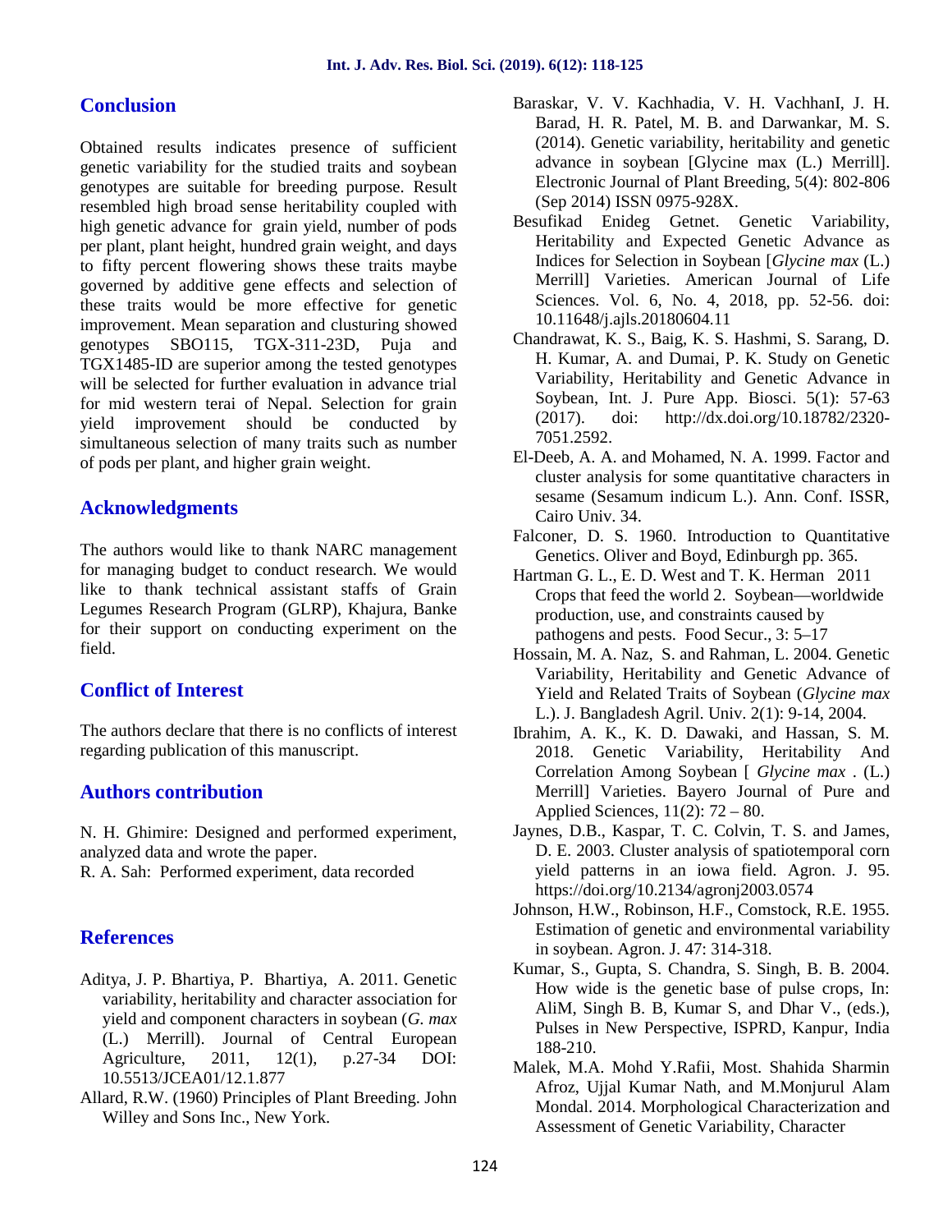## Conclusion

Obtained results indicates presence of sufficient genetic variability for the studied traits and soybean genotypes are suitable for breeding purpose. Result resembled high broad sense heritability coupled with high genetic advance for grain yield, number of pods per plant, plant height, hundred grain weight, and days to fifty percent flowering shows these traits maybe governed by additive gene effects and selection of these traits would be more effective for genetic improvement. Mean separation and clusturing showed genotypes SBO115, TGX-311-23D, Puja and TGX1485-ID are superior among the tested genotypes will be selected for further evaluation in advance trial for mid western terai of Nepal. Selection for grain yield improvement should be conducted by simultaneous selection of many traits such as number of pods per plant, and higher grain weight.

## Acknowledgments

The authors would like to thank NARC management for managing budget to conduct research. We would like to thank technical assistant staffs of Grain Legumes Research Program (GLRP), Khajura, Banke for their support on conducting experiment on the field.

## Conflict of Interest

The authors declare that there is no conflicts of interest regarding publication of this manuscript.

## Authors contribution

N. H. Ghimire: Designed and performed experiment, analyzed data and wrote the paper.
R. A. Sah: Performed experiment, data recorded

## References

Aditya, J. P. Bhartiya, P. Bhartiya, A. 2011. Genetic variability, heritability and character association for yield and component characters in soybean (*G. max* (L.) Merrill). Journal of Central European Agriculture, 2011, 12(1), p.27-34 DOI: 10.5513/JCEA01/12.1.877

Allard, R.W. (1960) Principles of Plant Breeding. John Willey and Sons Inc., New York.

Baraskar, V. V. Kachhadia, V. H. VachhanI, J. H. Barad, H. R. Patel, M. B. and Darwankar, M. S. (2014). Genetic variability, heritability and genetic advance in soybean [Glycine max (L.) Merrill]. Electronic Journal of Plant Breeding, 5(4): 802-806 (Sep 2014) ISSN 0975-928X.

Besufikad Enideg Getnet. Genetic Variability, Heritability and Expected Genetic Advance as Indices for Selection in Soybean [*Glycine max* (L.) Merrill] Varieties. American Journal of Life Sciences. Vol. 6, No. 4, 2018, pp. 52-56. doi: 10.11648/j.ajls.20180604.11

Chandrawat, K. S., Baig, K. S. Hashmi, S. Sarang, D. H. Kumar, A. and Dumai, P. K. Study on Genetic Variability, Heritability and Genetic Advance in Soybean, Int. J. Pure App. Biosci. 5(1): 57-63 (2017). doi: http://dx.doi.org/10.18782/2320-7051.2592.

El-Deeb, A. A. and Mohamed, N. A. 1999. Factor and cluster analysis for some quantitative characters in sesame (Sesamum indicum L.). Ann. Conf. ISSR, Cairo Univ. 34.

Falconer, D. S. 1960. Introduction to Quantitative Genetics. Oliver and Boyd, Edinburgh pp. 365.

Hartman G. L., E. D. West and T. K. Herman 2011 Crops that feed the world 2. Soybean—worldwide production, use, and constraints caused by pathogens and pests. Food Secur., 3: 5–17

Hossain, M. A. Naz, S. and Rahman, L. 2004. Genetic Variability, Heritability and Genetic Advance of Yield and Related Traits of Soybean (*Glycine max* L.). J. Bangladesh Agril. Univ. 2(1): 9-14, 2004.

Ibrahim, A. K., K. D. Dawaki, and Hassan, S. M. 2018. Genetic Variability, Heritability And Correlation Among Soybean [ *Glycine max* . (L.) Merrill] Varieties. Bayero Journal of Pure and Applied Sciences, 11(2): 72 – 80.

Jaynes, D.B., Kaspar, T. C. Colvin, T. S. and James, D. E. 2003. Cluster analysis of spatiotemporal corn yield patterns in an iowa field. Agron. J. 95. https://doi.org/10.2134/agronj2003.0574

Johnson, H.W., Robinson, H.F., Comstock, R.E. 1955. Estimation of genetic and environmental variability in soybean. Agron. J. 47: 314-318.

Kumar, S., Gupta, S. Chandra, S. Singh, B. B. 2004. How wide is the genetic base of pulse crops, In: AliM, Singh B. B, Kumar S, and Dhar V., (eds.), Pulses in New Perspective, ISPRD, Kanpur, India 188-210.

Malek, M.A. Mohd Y.Rafii, Most. Shahida Sharmin Afroz, Ujjal Kumar Nath, and M.Monjurul Alam Mondal. 2014. Morphological Characterization and Assessment of Genetic Variability, Character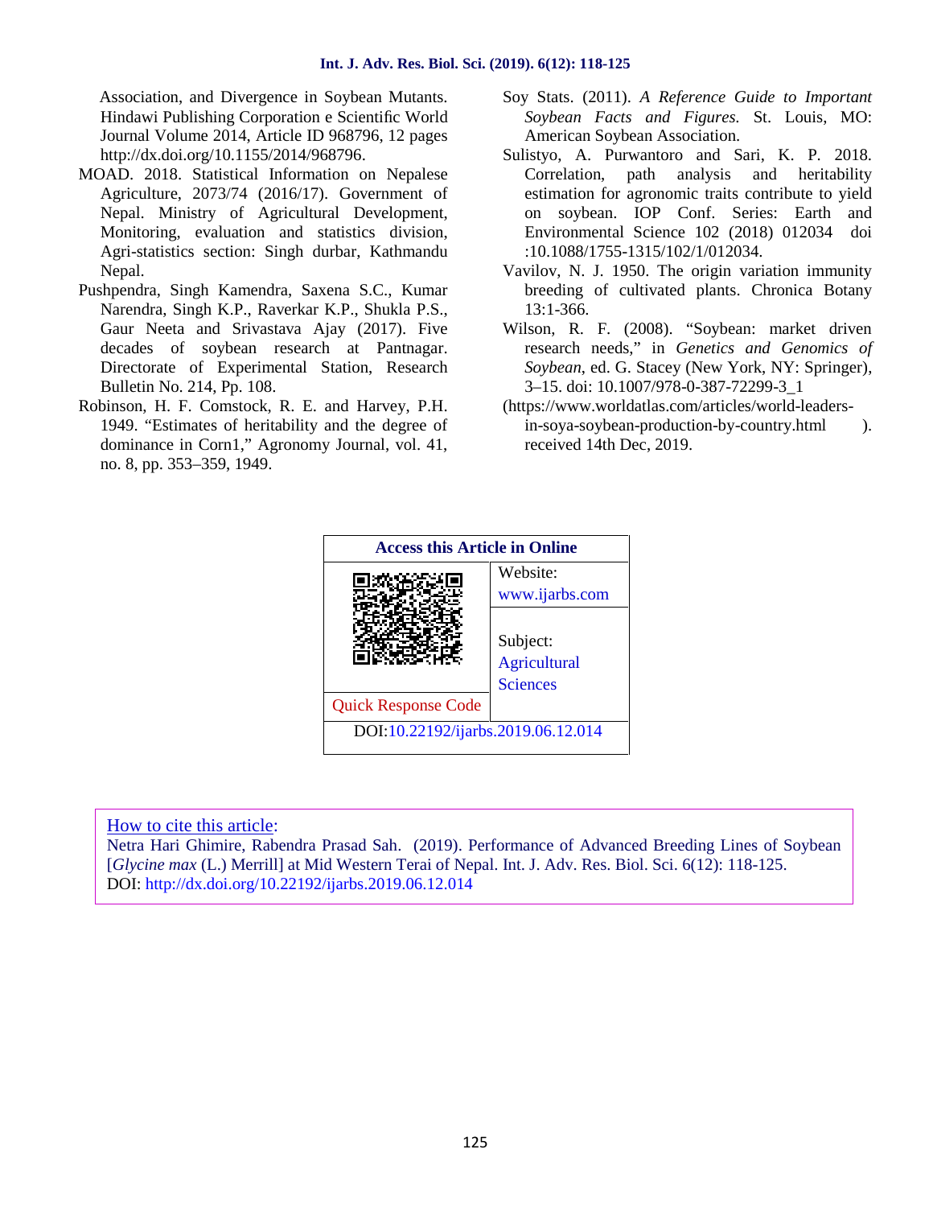Association, and Divergence in Soybean Mutants. Hindawi Publishing Corporation e Scientific World Journal Volume 2014, Article ID 968796, 12 pages http://dx.doi.org/10.1155/2014/968796.

MOAD. 2018. Statistical Information on Nepalese Agriculture, 2073/74 (2016/17). Government of Nepal. Ministry of Agricultural Development, Monitoring, evaluation and statistics division, Agri-statistics section: Singh durbar, Kathmandu Nepal.

Pushpendra, Singh Kamendra, Saxena S.C., Kumar Narendra, Singh K.P., Raverkar K.P., Shukla P.S., Gaur Neeta and Srivastava Ajay (2017). Five decades of soybean research at Pantnagar. Directorate of Experimental Station, Research Bulletin No. 214, Pp. 108.

Robinson, H. F. Comstock, R. E. and Harvey, P.H. 1949. "Estimates of heritability and the degree of dominance in Corn1," Agronomy Journal, vol. 41, no. 8, pp. 353–359, 1949.

Soy Stats. (2011). *A Reference Guide to Important Soybean Facts and Figures.* St. Louis, MO: American Soybean Association.

Sulistyo, A. Purwantoro and Sari, K. P. 2018. Correlation, path analysis and heritability estimation for agronomic traits contribute to yield on soybean. IOP Conf. Series: Earth and Environmental Science 102 (2018) 012034 doi :10.1088/1755-1315/102/1/012034.

Vavilov, N. J. 1950. The origin variation immunity breeding of cultivated plants. Chronica Botany 13:1-366.

Wilson, R. F. (2008). "Soybean: market driven research needs," in *Genetics and Genomics of Soybean*, ed. G. Stacey (New York, NY: Springer), 3–15. doi: 10.1007/978-0-387-72299-3_1

(https://www.worldatlas.com/articles/world-leaders-in-soya-soybean-production-by-country.html ). received 14th Dec, 2019.

| Access this Article in Online | |
|---|---|
| | Website: www.ijarbs.com |
| Quick Response Code | Subject: Agricultural Sciences |
| DOI:10.22192/ijarbs.2019.06.12.014 | |

**How to cite this article:**
Netra Hari Ghimire, Rabendra Prasad Sah. (2019). Performance of Advanced Breeding Lines of Soybean [*Glycine max* (L.) Merrill] at Mid Western Terai of Nepal. Int. J. Adv. Res. Biol. Sci. 6(12): 118-125.
DOI: http://dx.doi.org/10.22192/ijarbs.2019.06.12.014